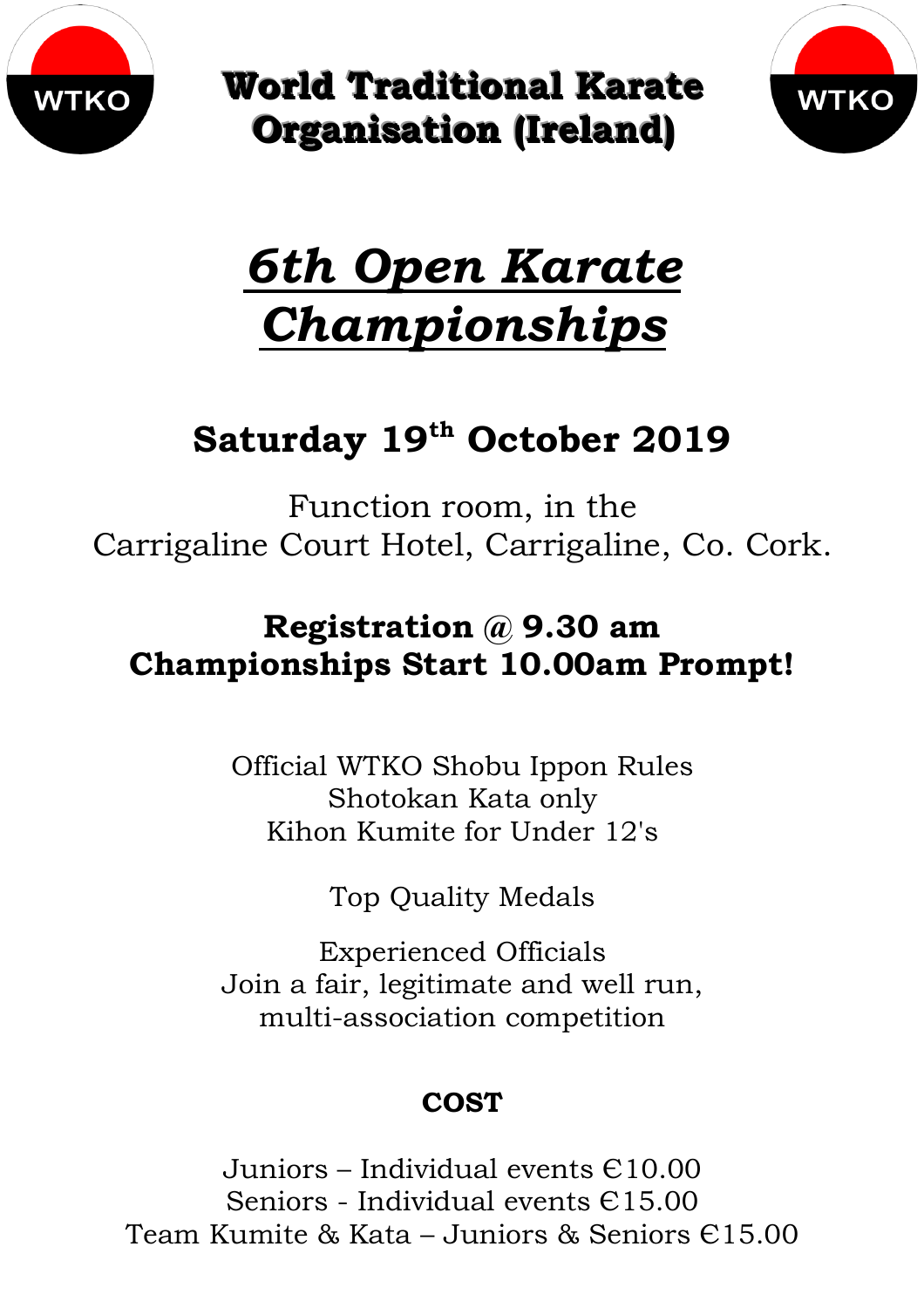WTKO

# World Traditional Karate Organisation (Ireland)

WTKO

# *6th Open Karate Championships*

## Saturday 19th October 2019

Function room, in the
Carrigaline Court Hotel, Carrigaline, Co. Cork.

**Registration @ 9.30 am**
**Championships Start 10.00am Prompt!**

Official WTKO Shobu Ippon Rules
Shotokan Kata only
Kihon Kumite for Under 12's

Top Quality Medals

Experienced Officials
Join a fair, legitimate and well run, multi-association competition

**COST**

Juniors – Individual events €10.00
Seniors - Individual events €15.00
Team Kumite & Kata – Juniors & Seniors €15.00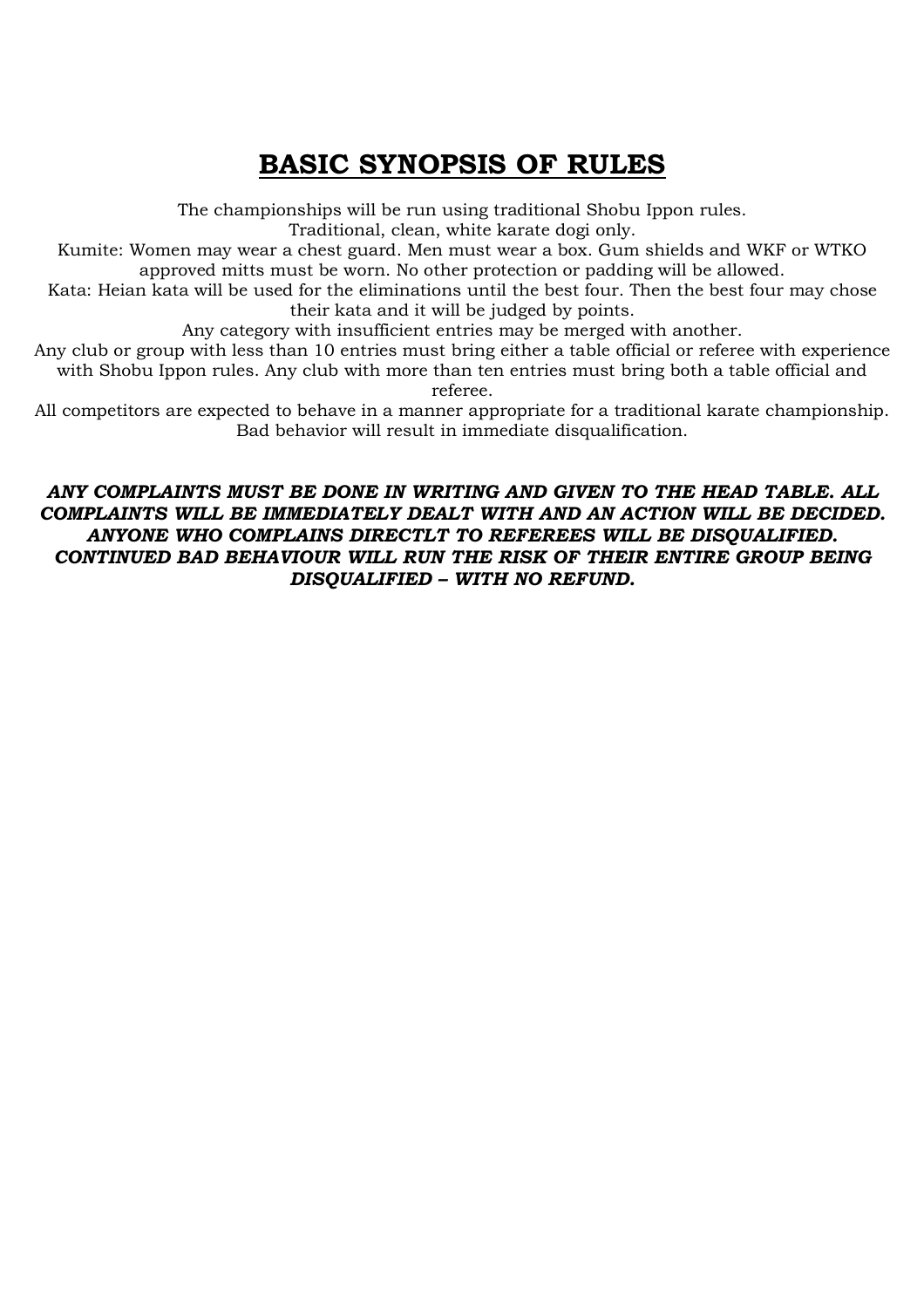# BASIC SYNOPSIS OF RULES

The championships will be run using traditional Shobu Ippon rules.
Traditional, clean, white karate dogi only.
Kumite: Women may wear a chest guard. Men must wear a box. Gum shields and WKF or WTKO approved mitts must be worn. No other protection or padding will be allowed.
Kata: Heian kata will be used for the eliminations until the best four. Then the best four may chose their kata and it will be judged by points.
Any category with insufficient entries may be merged with another.
Any club or group with less than 10 entries must bring either a table official or referee with experience with Shobu Ippon rules. Any club with more than ten entries must bring both a table official and referee.
All competitors are expected to behave in a manner appropriate for a traditional karate championship. Bad behavior will result in immediate disqualification.

***ANY COMPLAINTS MUST BE DONE IN WRITING AND GIVEN TO THE HEAD TABLE. ALL COMPLAINTS WILL BE IMMEDIATELY DEALT WITH AND AN ACTION WILL BE DECIDED. ANYONE WHO COMPLAINS DIRECTLT TO REFEREES WILL BE DISQUALIFIED. CONTINUED BAD BEHAVIOUR WILL RUN THE RISK OF THEIR ENTIRE GROUP BEING DISQUALIFIED – WITH NO REFUND.***